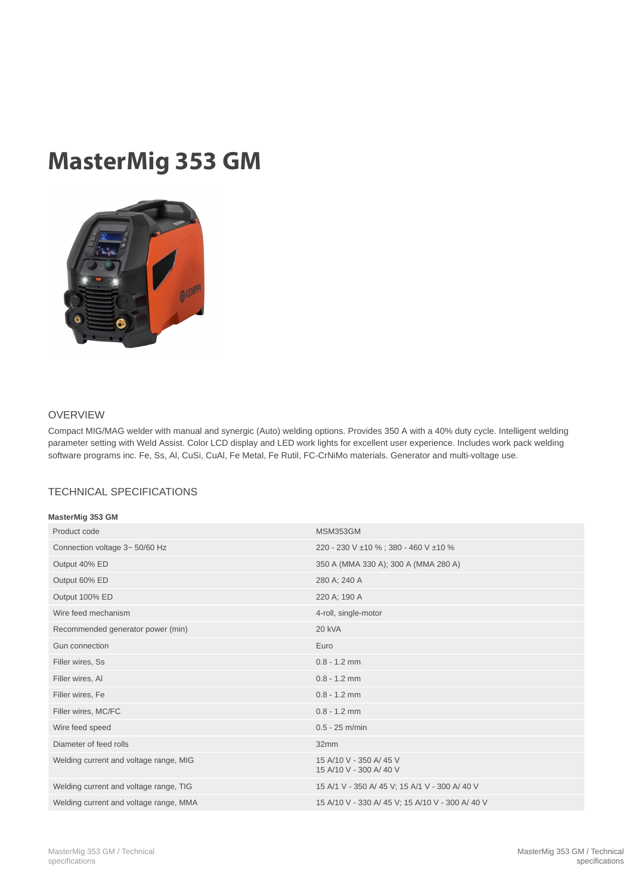# MasterMig 353 GM

## OVERVIEW

Compact MIG/MAG welder with manual and synergic (Auto) welding options. Provides 350 A with a 40% duty cycle. Intelligent welding parameter setting with Weld Assist. Color LCD display and LED work lights for excellent user experience. Includes work pack welding software programs inc. Fe, Ss, Al, CuSi, CuAl, Fe Metal, Fe Rutil, FC-CrNiMo materials. Generator and multi-voltage use.

## TECHNICAL SPECIFICATIONS

**MasterMig 353 GM**

| | |
|---|---|
| Product code | MSM353GM |
| Connection voltage 3~ 50/60 Hz | 220 - 230 V ±10 % ; 380 - 460 V ±10 % |
| Output 40% ED | 350 A (MMA 330 A); 300 A (MMA 280 A) |
| Output 60% ED | 280 A; 240 A |
| Output 100% ED | 220 A; 190 A |
| Wire feed mechanism | 4-roll, single-motor |
| Recommended generator power (min) | 20 kVA |
| Gun connection | Euro |
| Filler wires, Ss | 0.8 - 1.2 mm |
| Filler wires, Al | 0.8 - 1.2 mm |
| Filler wires, Fe | 0.8 - 1.2 mm |
| Filler wires, MC/FC | 0.8 - 1.2 mm |
| Wire feed speed | 0.5 - 25 m/min |
| Diameter of feed rolls | 32mm |
| Welding current and voltage range, MIG | 15 A/10 V - 350 A/ 45 V<br>15 A/10 V - 300 A/ 40 V |
| Welding current and voltage range, TIG | 15 A/1 V - 350 A/ 45 V; 15 A/1 V - 300 A/ 40 V |
| Welding current and voltage range, MMA | 15 A/10 V - 330 A/ 45 V; 15 A/10 V - 300 A/ 40 V |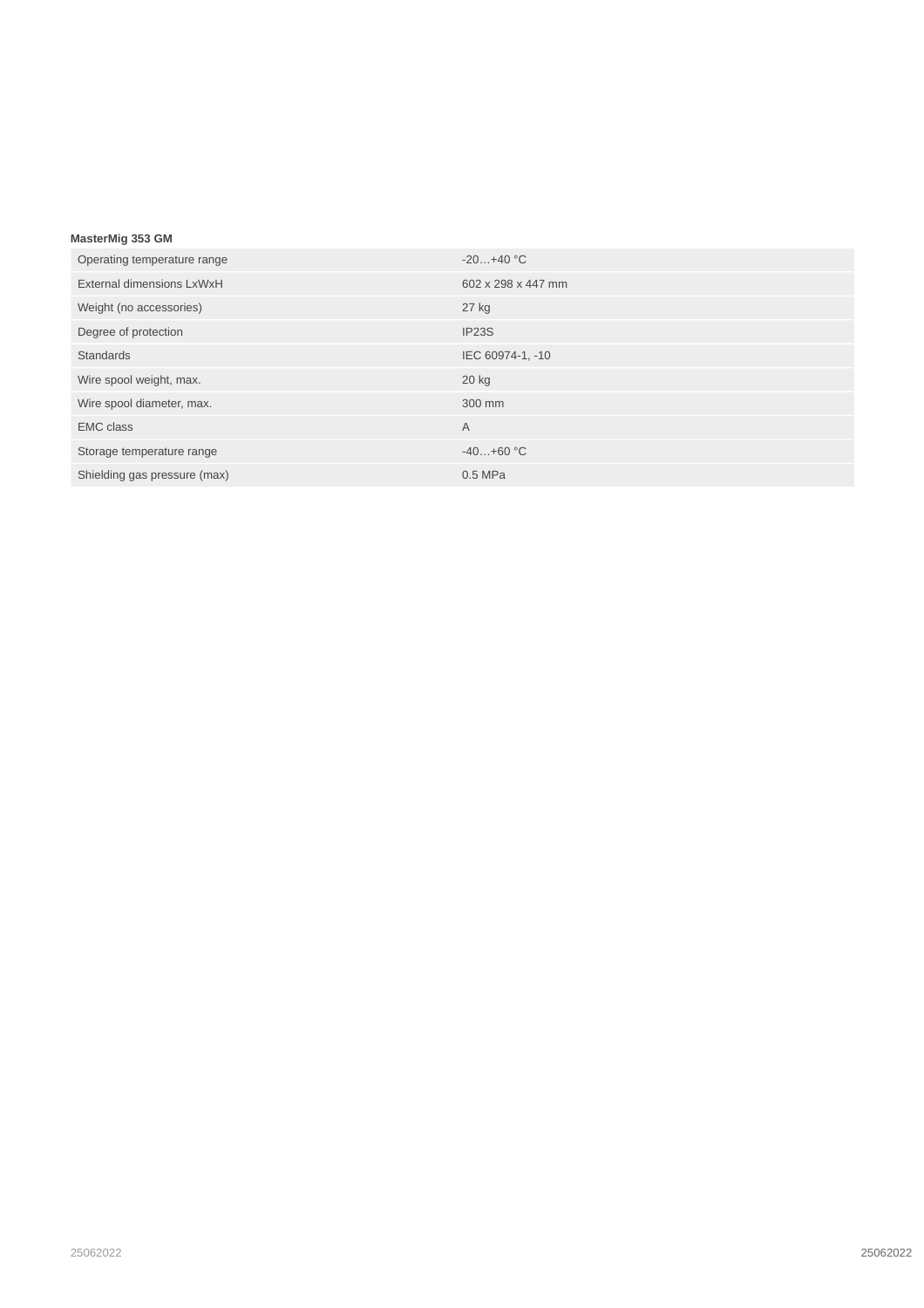**MasterMig 353 GM**

| | |
|---|---|
| Operating temperature range | -20…+40 °C |
| External dimensions LxWxH | 602 x 298 x 447 mm |
| Weight (no accessories) | 27 kg |
| Degree of protection | IP23S |
| Standards | IEC 60974-1, -10 |
| Wire spool weight, max. | 20 kg |
| Wire spool diameter, max. | 300 mm |
| EMC class | A |
| Storage temperature range | -40…+60 °C |
| Shielding gas pressure (max) | 0.5 MPa |